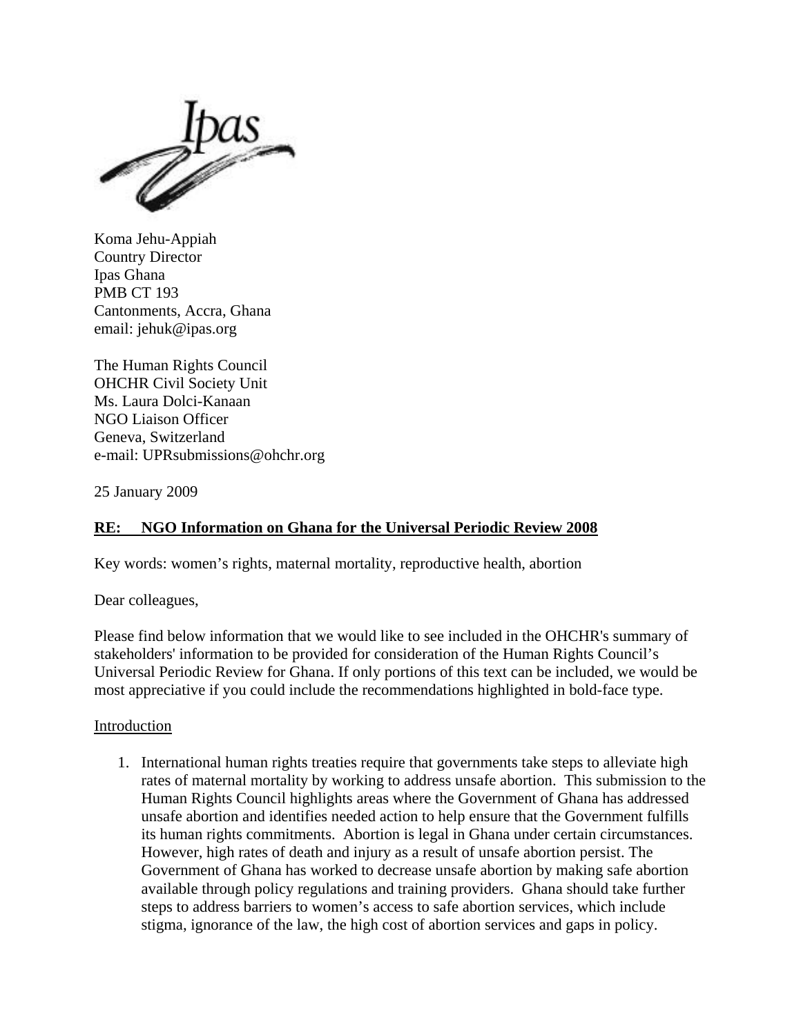Koma Jehu-Appiah
Country Director
Ipas Ghana
PMB CT 193
Cantonments, Accra, Ghana
email: jehuk@ipas.org

The Human Rights Council
OHCHR Civil Society Unit
Ms. Laura Dolci-Kanaan
NGO Liaison Officer
Geneva, Switzerland
e-mail: UPRsubmissions@ohchr.org

25 January 2009

**RE: NGO Information on Ghana for the Universal Periodic Review 2008**

Key words: women's rights, maternal mortality, reproductive health, abortion

Dear colleagues,

Please find below information that we would like to see included in the OHCHR's summary of stakeholders' information to be provided for consideration of the Human Rights Council's Universal Periodic Review for Ghana. If only portions of this text can be included, we would be most appreciative if you could include the recommendations highlighted in bold-face type.

## Introduction

1. International human rights treaties require that governments take steps to alleviate high rates of maternal mortality by working to address unsafe abortion. This submission to the Human Rights Council highlights areas where the Government of Ghana has addressed unsafe abortion and identifies needed action to help ensure that the Government fulfills its human rights commitments. Abortion is legal in Ghana under certain circumstances. However, high rates of death and injury as a result of unsafe abortion persist. The Government of Ghana has worked to decrease unsafe abortion by making safe abortion available through policy regulations and training providers. Ghana should take further steps to address barriers to women's access to safe abortion services, which include stigma, ignorance of the law, the high cost of abortion services and gaps in policy.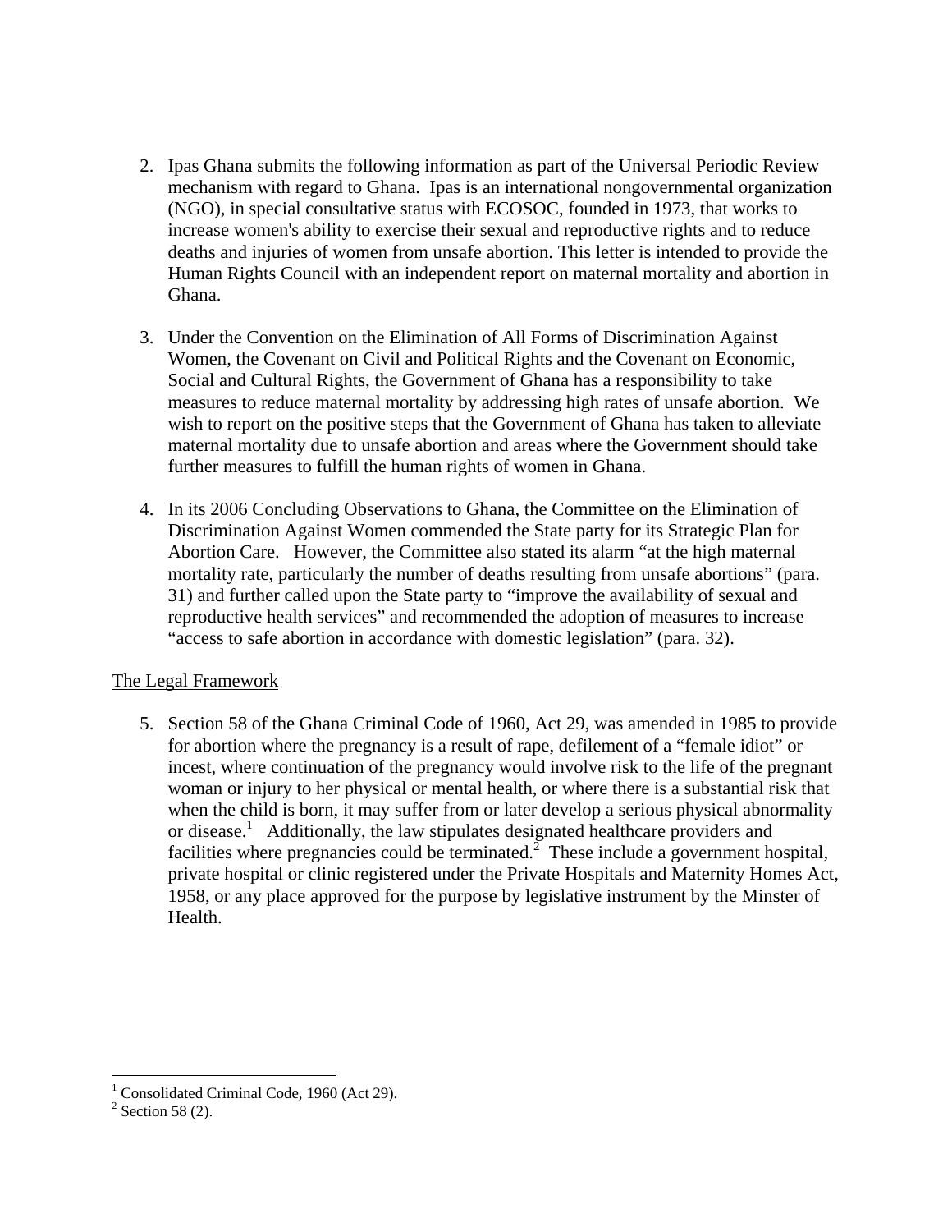2. Ipas Ghana submits the following information as part of the Universal Periodic Review mechanism with regard to Ghana. Ipas is an international nongovernmental organization (NGO), in special consultative status with ECOSOC, founded in 1973, that works to increase women's ability to exercise their sexual and reproductive rights and to reduce deaths and injuries of women from unsafe abortion. This letter is intended to provide the Human Rights Council with an independent report on maternal mortality and abortion in Ghana.

3. Under the Convention on the Elimination of All Forms of Discrimination Against Women, the Covenant on Civil and Political Rights and the Covenant on Economic, Social and Cultural Rights, the Government of Ghana has a responsibility to take measures to reduce maternal mortality by addressing high rates of unsafe abortion. We wish to report on the positive steps that the Government of Ghana has taken to alleviate maternal mortality due to unsafe abortion and areas where the Government should take further measures to fulfill the human rights of women in Ghana.

4. In its 2006 Concluding Observations to Ghana, the Committee on the Elimination of Discrimination Against Women commended the State party for its Strategic Plan for Abortion Care. However, the Committee also stated its alarm "at the high maternal mortality rate, particularly the number of deaths resulting from unsafe abortions" (para. 31) and further called upon the State party to "improve the availability of sexual and reproductive health services" and recommended the adoption of measures to increase "access to safe abortion in accordance with domestic legislation" (para. 32).

## The Legal Framework

5. Section 58 of the Ghana Criminal Code of 1960, Act 29, was amended in 1985 to provide for abortion where the pregnancy is a result of rape, defilement of a "female idiot" or incest, where continuation of the pregnancy would involve risk to the life of the pregnant woman or injury to her physical or mental health, or where there is a substantial risk that when the child is born, it may suffer from or later develop a serious physical abnormality or disease.[1] Additionally, the law stipulates designated healthcare providers and facilities where pregnancies could be terminated.[2] These include a government hospital, private hospital or clinic registered under the Private Hospitals and Maternity Homes Act, 1958, or any place approved for the purpose by legislative instrument by the Minster of Health.

[1] Consolidated Criminal Code, 1960 (Act 29).

[2] Section 58 (2).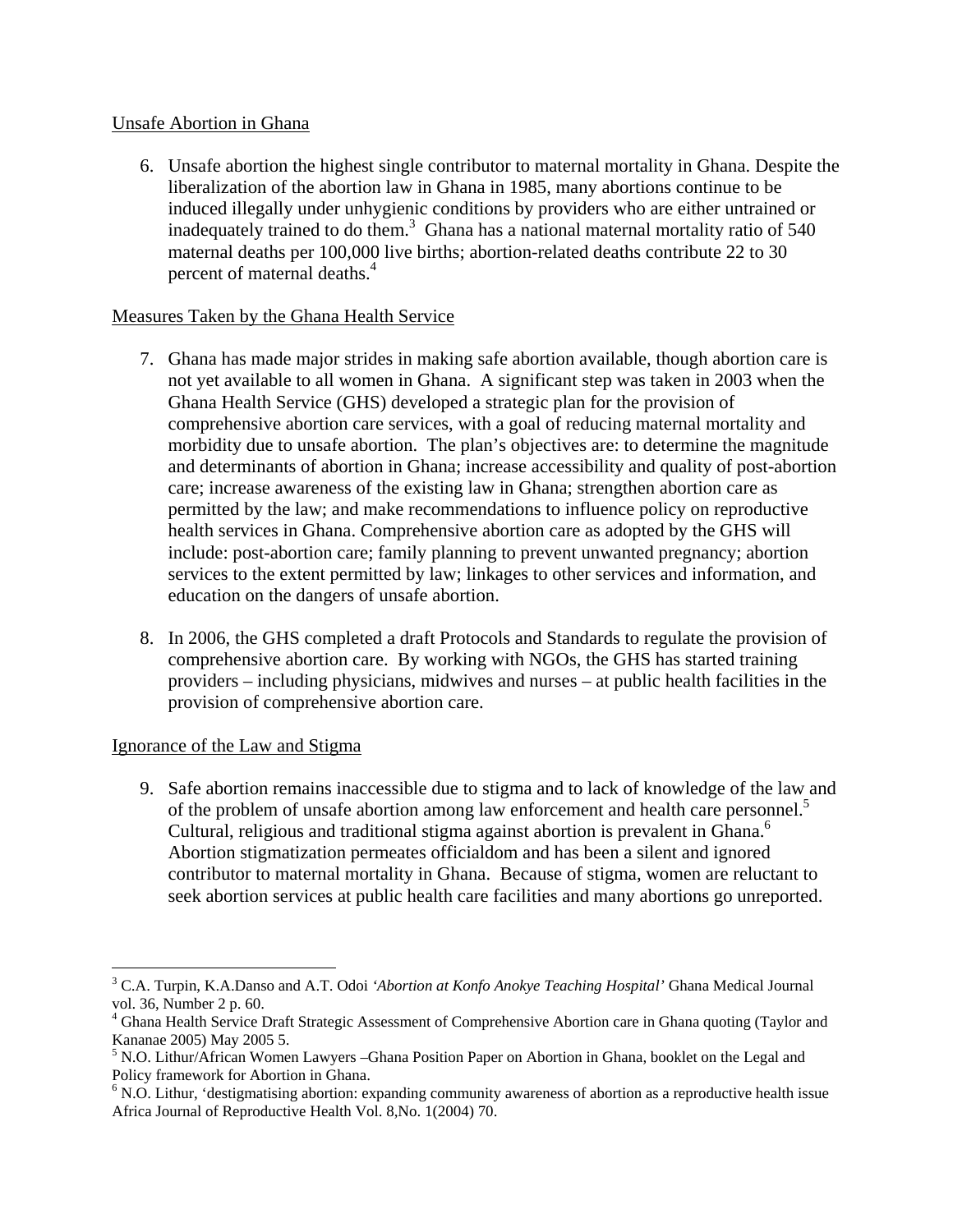Unsafe Abortion in Ghana

6. Unsafe abortion the highest single contributor to maternal mortality in Ghana. Despite the liberalization of the abortion law in Ghana in 1985, many abortions continue to be induced illegally under unhygienic conditions by providers who are either untrained or inadequately trained to do them.[3] Ghana has a national maternal mortality ratio of 540 maternal deaths per 100,000 live births; abortion-related deaths contribute 22 to 30 percent of maternal deaths.[4]

Measures Taken by the Ghana Health Service

7. Ghana has made major strides in making safe abortion available, though abortion care is not yet available to all women in Ghana. A significant step was taken in 2003 when the Ghana Health Service (GHS) developed a strategic plan for the provision of comprehensive abortion care services, with a goal of reducing maternal mortality and morbidity due to unsafe abortion. The plan's objectives are: to determine the magnitude and determinants of abortion in Ghana; increase accessibility and quality of post-abortion care; increase awareness of the existing law in Ghana; strengthen abortion care as permitted by the law; and make recommendations to influence policy on reproductive health services in Ghana. Comprehensive abortion care as adopted by the GHS will include: post-abortion care; family planning to prevent unwanted pregnancy; abortion services to the extent permitted by law; linkages to other services and information, and education on the dangers of unsafe abortion.

8. In 2006, the GHS completed a draft Protocols and Standards to regulate the provision of comprehensive abortion care. By working with NGOs, the GHS has started training providers – including physicians, midwives and nurses – at public health facilities in the provision of comprehensive abortion care.

Ignorance of the Law and Stigma

9. Safe abortion remains inaccessible due to stigma and to lack of knowledge of the law and of the problem of unsafe abortion among law enforcement and health care personnel.[5] Cultural, religious and traditional stigma against abortion is prevalent in Ghana.[6] Abortion stigmatization permeates officialdom and has been a silent and ignored contributor to maternal mortality in Ghana. Because of stigma, women are reluctant to seek abortion services at public health care facilities and many abortions go unreported.

---

[3] C.A. Turpin, K.A.Danso and A.T. Odoi *'Abortion at Konfo Anokye Teaching Hospital'* Ghana Medical Journal vol. 36, Number 2 p. 60.

[4] Ghana Health Service Draft Strategic Assessment of Comprehensive Abortion care in Ghana quoting (Taylor and Kananae 2005) May 2005 5.

[5] N.O. Lithur/African Women Lawyers –Ghana Position Paper on Abortion in Ghana, booklet on the Legal and Policy framework for Abortion in Ghana.

[6] N.O. Lithur, 'destigmatising abortion: expanding community awareness of abortion as a reproductive health issue Africa Journal of Reproductive Health Vol. 8,No. 1(2004) 70.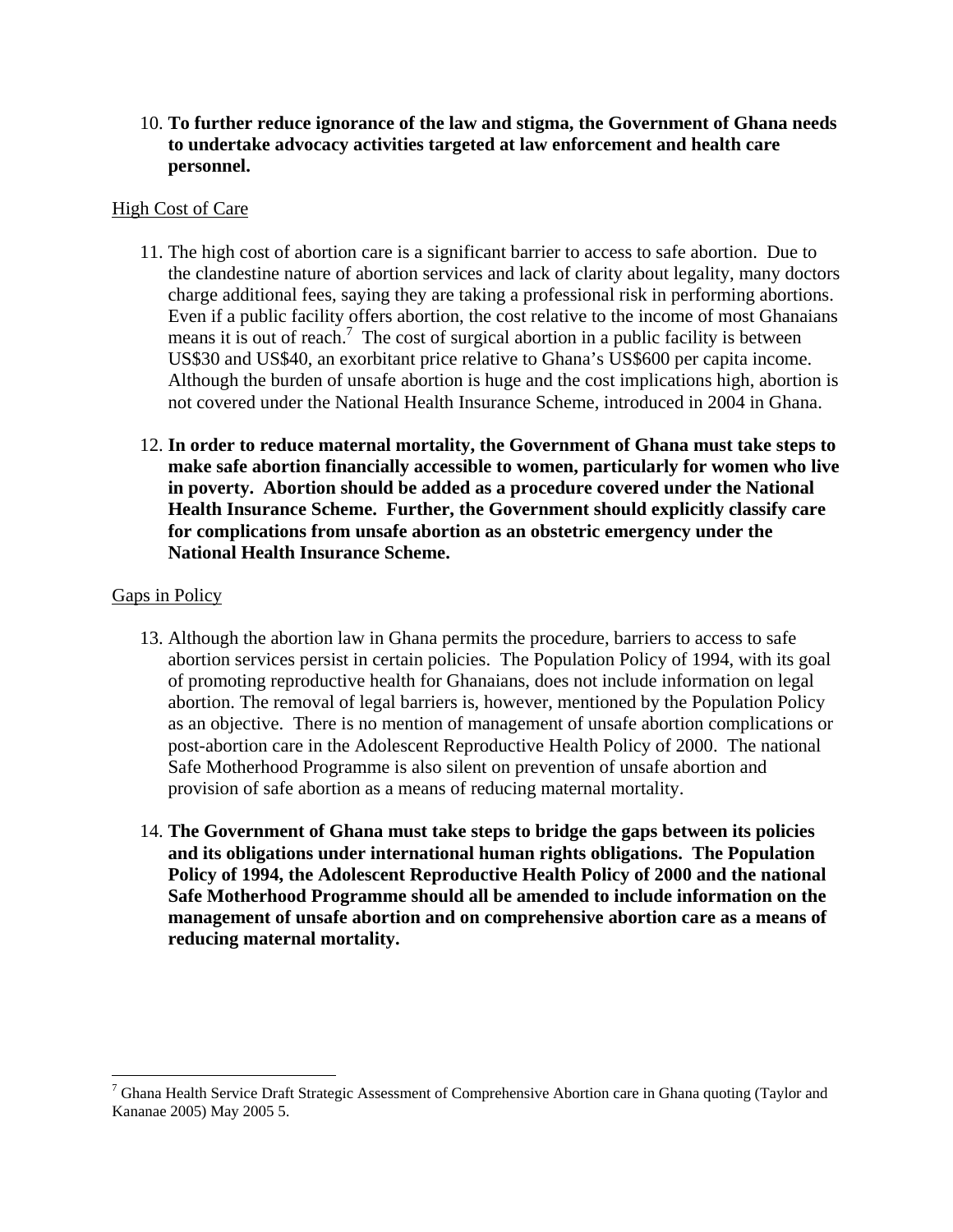10. **To further reduce ignorance of the law and stigma, the Government of Ghana needs to undertake advocacy activities targeted at law enforcement and health care personnel.**

High Cost of Care

11. The high cost of abortion care is a significant barrier to access to safe abortion. Due to the clandestine nature of abortion services and lack of clarity about legality, many doctors charge additional fees, saying they are taking a professional risk in performing abortions. Even if a public facility offers abortion, the cost relative to the income of most Ghanaians means it is out of reach.[7] The cost of surgical abortion in a public facility is between US$30 and US$40, an exorbitant price relative to Ghana's US$600 per capita income. Although the burden of unsafe abortion is huge and the cost implications high, abortion is not covered under the National Health Insurance Scheme, introduced in 2004 in Ghana.

12. **In order to reduce maternal mortality, the Government of Ghana must take steps to make safe abortion financially accessible to women, particularly for women who live in poverty. Abortion should be added as a procedure covered under the National Health Insurance Scheme. Further, the Government should explicitly classify care for complications from unsafe abortion as an obstetric emergency under the National Health Insurance Scheme.**

Gaps in Policy

13. Although the abortion law in Ghana permits the procedure, barriers to access to safe abortion services persist in certain policies. The Population Policy of 1994, with its goal of promoting reproductive health for Ghanaians, does not include information on legal abortion. The removal of legal barriers is, however, mentioned by the Population Policy as an objective. There is no mention of management of unsafe abortion complications or post-abortion care in the Adolescent Reproductive Health Policy of 2000. The national Safe Motherhood Programme is also silent on prevention of unsafe abortion and provision of safe abortion as a means of reducing maternal mortality.

14. **The Government of Ghana must take steps to bridge the gaps between its policies and its obligations under international human rights obligations. The Population Policy of 1994, the Adolescent Reproductive Health Policy of 2000 and the national Safe Motherhood Programme should all be amended to include information on the management of unsafe abortion and on comprehensive abortion care as a means of reducing maternal mortality.**

---

[7] Ghana Health Service Draft Strategic Assessment of Comprehensive Abortion care in Ghana quoting (Taylor and Kananae 2005) May 2005 5.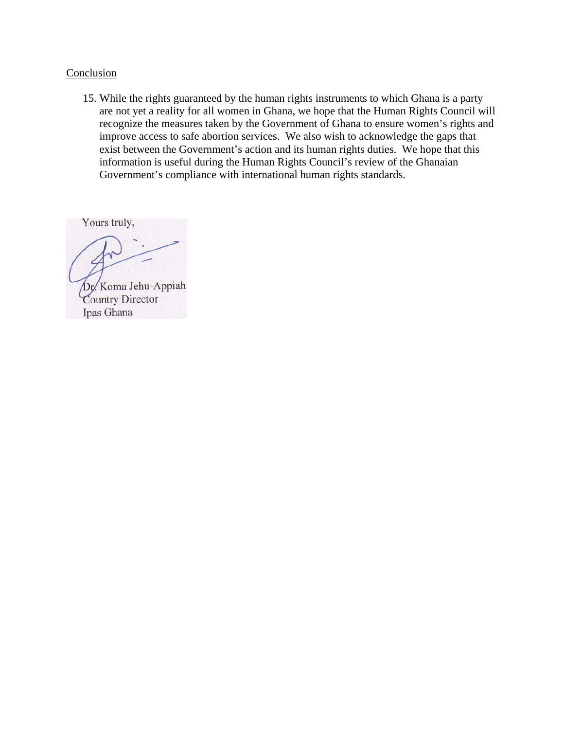Conclusion

15. While the rights guaranteed by the human rights instruments to which Ghana is a party are not yet a reality for all women in Ghana, we hope that the Human Rights Council will recognize the measures taken by the Government of Ghana to ensure women's rights and improve access to safe abortion services. We also wish to acknowledge the gaps that exist between the Government's action and its human rights duties. We hope that this information is useful during the Human Rights Council's review of the Ghanaian Government's compliance with international human rights standards.

Yours truly,

Dr. Koma Jehu-Appiah
Country Director
Ipas Ghana